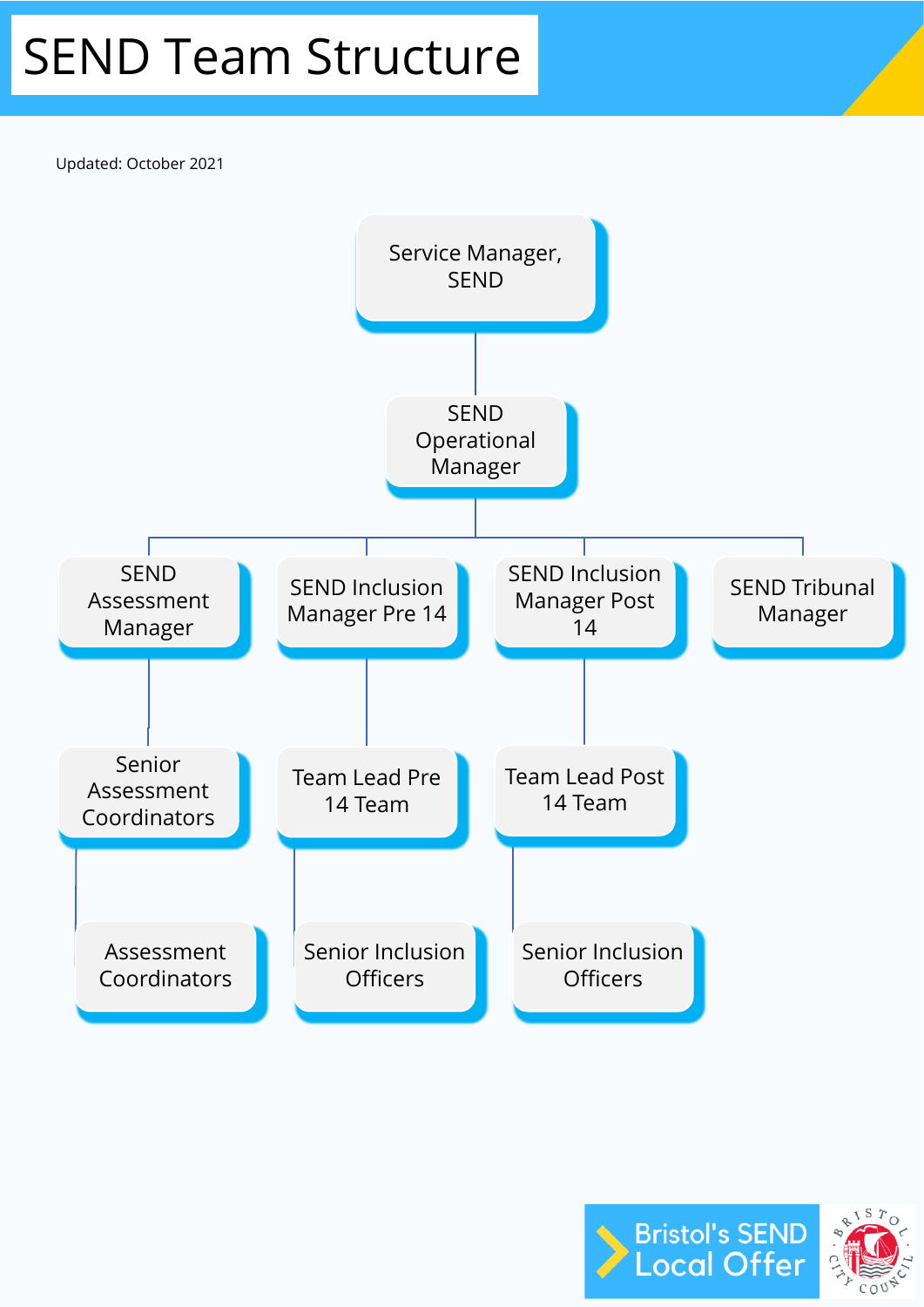# SEND Team Structure

Updated: October 2021

- Service Manager, SEND
  - SEND Operational Manager
    - SEND Assessment Manager
      - Senior Assessment Coordinators
        - Assessment Coordinators
    - SEND Inclusion Manager Pre 14
      - Team Lead Pre 14 Team
        - Senior Inclusion Officers
    - SEND Inclusion Manager Post 14
      - Team Lead Post 14 Team
        - Senior Inclusion Officers
    - SEND Tribunal Manager

Bristol's SEND Local Offer

Bristol City Council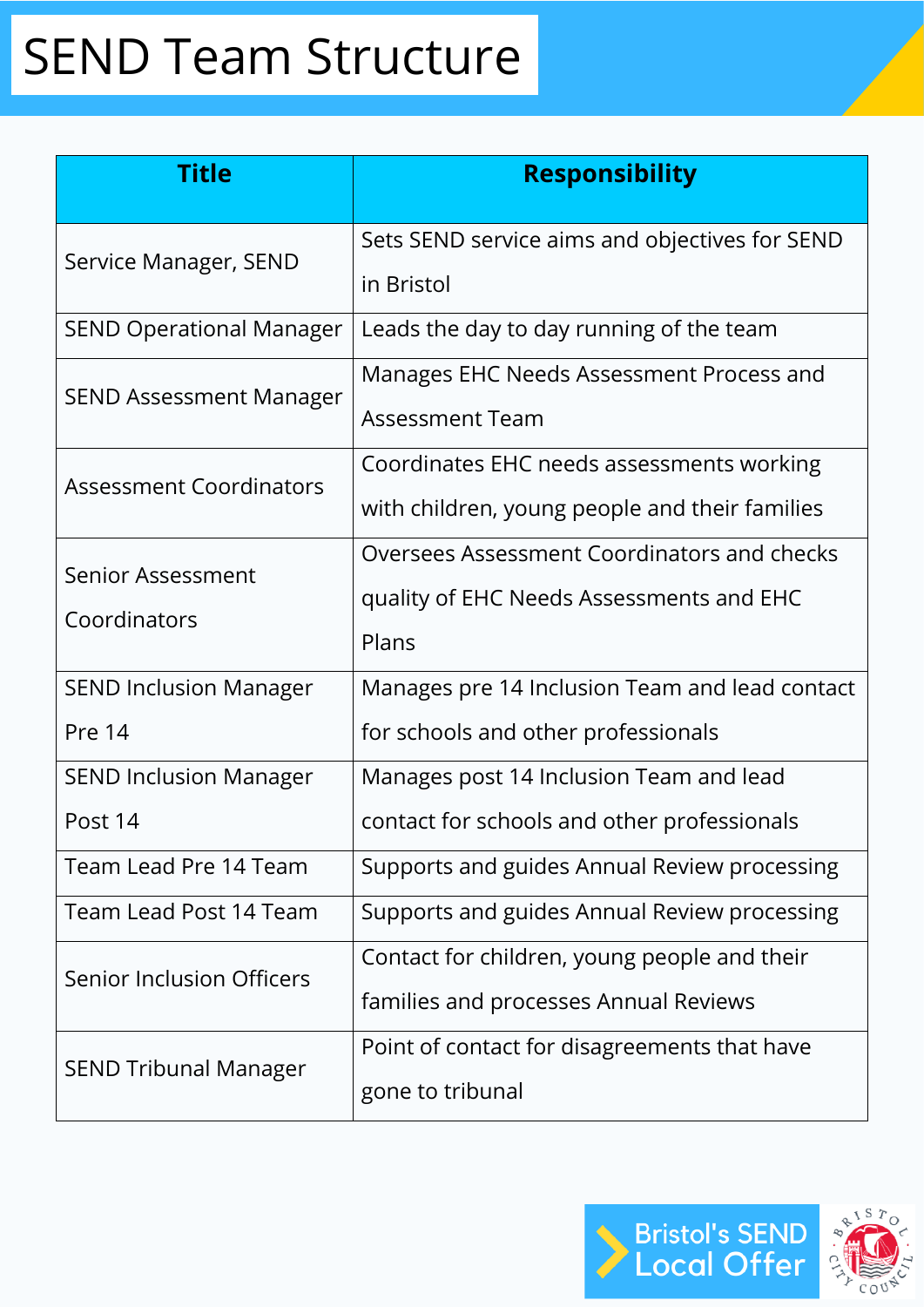# SEND Team Structure

| Title | Responsibility |
| --- | --- |
| Service Manager, SEND | Sets SEND service aims and objectives for SEND in Bristol |
| SEND Operational Manager | Leads the day to day running of the team |
| SEND Assessment Manager | Manages EHC Needs Assessment Process and Assessment Team |
| Assessment Coordinators | Coordinates EHC needs assessments working with children, young people and their families |
| Senior Assessment Coordinators | Oversees Assessment Coordinators and checks quality of EHC Needs Assessments and EHC Plans |
| SEND Inclusion Manager Pre 14 | Manages pre 14 Inclusion Team and lead contact for schools and other professionals |
| SEND Inclusion Manager Post 14 | Manages post 14 Inclusion Team and lead contact for schools and other professionals |
| Team Lead Pre 14 Team | Supports and guides Annual Review processing |
| Team Lead Post 14 Team | Supports and guides Annual Review processing |
| Senior Inclusion Officers | Contact for children, young people and their families and processes Annual Reviews |
| SEND Tribunal Manager | Point of contact for disagreements that have gone to tribunal |

Bristol's SEND Local Offer

Bristol City Council